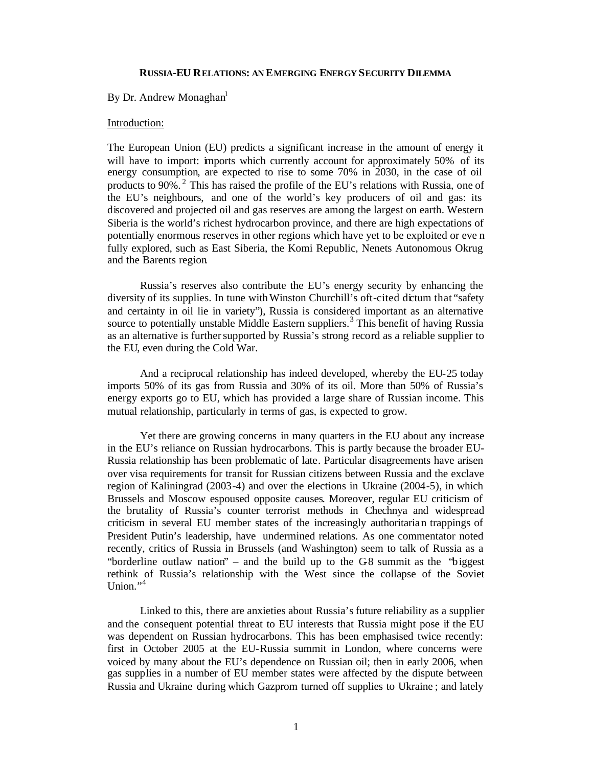# RUSSIA-EU RELATIONS: AN EMERGING ENERGY SECURITY DILEMMA

By Dr. Andrew Monaghan[1]

Introduction:

The European Union (EU) predicts a significant increase in the amount of energy it will have to import: imports which currently account for approximately 50% of its energy consumption, are expected to rise to some 70% in 2030, in the case of oil products to 90%.[2] This has raised the profile of the EU's relations with Russia, one of the EU's neighbours, and one of the world's key producers of oil and gas: its discovered and projected oil and gas reserves are among the largest on earth. Western Siberia is the world's richest hydrocarbon province, and there are high expectations of potentially enormous reserves in other regions which have yet to be exploited or even fully explored, such as East Siberia, the Komi Republic, Nenets Autonomous Okrug and the Barents region.

Russia's reserves also contribute the EU's energy security by enhancing the diversity of its supplies. In tune with Winston Churchill's oft-cited dictum that "safety and certainty in oil lie in variety"), Russia is considered important as an alternative source to potentially unstable Middle Eastern suppliers.[3] This benefit of having Russia as an alternative is further supported by Russia's strong record as a reliable supplier to the EU, even during the Cold War.

And a reciprocal relationship has indeed developed, whereby the EU-25 today imports 50% of its gas from Russia and 30% of its oil. More than 50% of Russia's energy exports go to EU, which has provided a large share of Russian income. This mutual relationship, particularly in terms of gas, is expected to grow.

Yet there are growing concerns in many quarters in the EU about any increase in the EU's reliance on Russian hydrocarbons. This is partly because the broader EU-Russia relationship has been problematic of late. Particular disagreements have arisen over visa requirements for transit for Russian citizens between Russia and the exclave region of Kaliningrad (2003-4) and over the elections in Ukraine (2004-5), in which Brussels and Moscow espoused opposite causes. Moreover, regular EU criticism of the brutality of Russia's counter terrorist methods in Chechnya and widespread criticism in several EU member states of the increasingly authoritarian trappings of President Putin's leadership, have undermined relations. As one commentator noted recently, critics of Russia in Brussels (and Washington) seem to talk of Russia as a "borderline outlaw nation" – and the build up to the G8 summit as the "biggest rethink of Russia's relationship with the West since the collapse of the Soviet Union."[4]

Linked to this, there are anxieties about Russia's future reliability as a supplier and the consequent potential threat to EU interests that Russia might pose if the EU was dependent on Russian hydrocarbons. This has been emphasised twice recently: first in October 2005 at the EU-Russia summit in London, where concerns were voiced by many about the EU's dependence on Russian oil; then in early 2006, when gas supplies in a number of EU member states were affected by the dispute between Russia and Ukraine during which Gazprom turned off supplies to Ukraine; and lately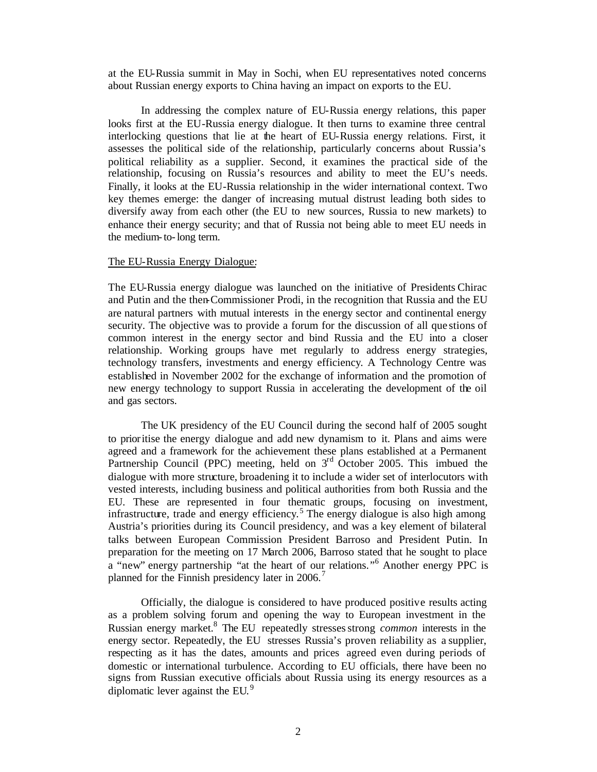at the EU-Russia summit in May in Sochi, when EU representatives noted concerns about Russian energy exports to China having an impact on exports to the EU.

In addressing the complex nature of EU-Russia energy relations, this paper looks first at the EU-Russia energy dialogue. It then turns to examine three central interlocking questions that lie at the heart of EU-Russia energy relations. First, it assesses the political side of the relationship, particularly concerns about Russia's political reliability as a supplier. Second, it examines the practical side of the relationship, focusing on Russia's resources and ability to meet the EU's needs. Finally, it looks at the EU-Russia relationship in the wider international context. Two key themes emerge: the danger of increasing mutual distrust leading both sides to diversify away from each other (the EU to new sources, Russia to new markets) to enhance their energy security; and that of Russia not being able to meet EU needs in the medium-to-long term.

The EU-Russia Energy Dialogue:

The EU-Russia energy dialogue was launched on the initiative of Presidents Chirac and Putin and the then-Commissioner Prodi, in the recognition that Russia and the EU are natural partners with mutual interests in the energy sector and continental energy security. The objective was to provide a forum for the discussion of all questions of common interest in the energy sector and bind Russia and the EU into a closer relationship. Working groups have met regularly to address energy strategies, technology transfers, investments and energy efficiency. A Technology Centre was established in November 2002 for the exchange of information and the promotion of new energy technology to support Russia in accelerating the development of the oil and gas sectors.

The UK presidency of the EU Council during the second half of 2005 sought to prioritise the energy dialogue and add new dynamism to it. Plans and aims were agreed and a framework for the achievement these plans established at a Permanent Partnership Council (PPC) meeting, held on 3rd October 2005. This imbued the dialogue with more structure, broadening it to include a wider set of interlocutors with vested interests, including business and political authorities from both Russia and the EU. These are represented in four thematic groups, focusing on investment, infrastructure, trade and energy efficiency.[5] The energy dialogue is also high among Austria's priorities during its Council presidency, and was a key element of bilateral talks between European Commission President Barroso and President Putin. In preparation for the meeting on 17 March 2006, Barroso stated that he sought to place a "new" energy partnership "at the heart of our relations."[6] Another energy PPC is planned for the Finnish presidency later in 2006.[7]

Officially, the dialogue is considered to have produced positive results acting as a problem solving forum and opening the way to European investment in the Russian energy market.[8] The EU repeatedly stresses strong *common* interests in the energy sector. Repeatedly, the EU stresses Russia's proven reliability as a supplier, respecting as it has the dates, amounts and prices agreed even during periods of domestic or international turbulence. According to EU officials, there have been no signs from Russian executive officials about Russia using its energy resources as a diplomatic lever against the EU.[9]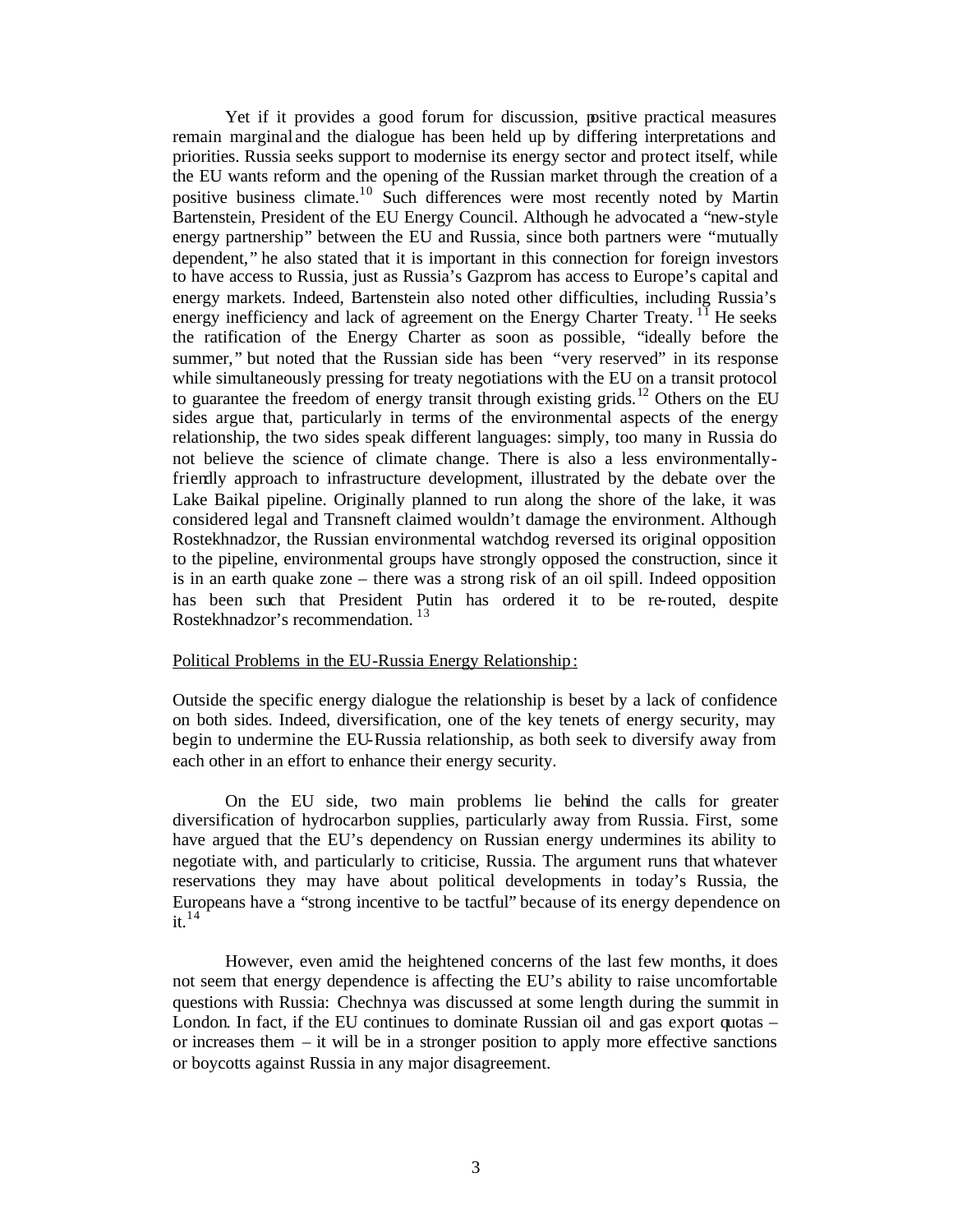Yet if it provides a good forum for discussion, positive practical measures remain marginal and the dialogue has been held up by differing interpretations and priorities. Russia seeks support to modernise its energy sector and protect itself, while the EU wants reform and the opening of the Russian market through the creation of a positive business climate.[10] Such differences were most recently noted by Martin Bartenstein, President of the EU Energy Council. Although he advocated a "new-style energy partnership" between the EU and Russia, since both partners were "mutually dependent," he also stated that it is important in this connection for foreign investors to have access to Russia, just as Russia's Gazprom has access to Europe's capital and energy markets. Indeed, Bartenstein also noted other difficulties, including Russia's energy inefficiency and lack of agreement on the Energy Charter Treaty.[11] He seeks the ratification of the Energy Charter as soon as possible, "ideally before the summer," but noted that the Russian side has been "very reserved" in its response while simultaneously pressing for treaty negotiations with the EU on a transit protocol to guarantee the freedom of energy transit through existing grids.[12] Others on the EU sides argue that, particularly in terms of the environmental aspects of the energy relationship, the two sides speak different languages: simply, too many in Russia do not believe the science of climate change. There is also a less environmentally-friendly approach to infrastructure development, illustrated by the debate over the Lake Baikal pipeline. Originally planned to run along the shore of the lake, it was considered legal and Transneft claimed wouldn't damage the environment. Although Rostekhnadzor, the Russian environmental watchdog reversed its original opposition to the pipeline, environmental groups have strongly opposed the construction, since it is in an earth quake zone – there was a strong risk of an oil spill. Indeed opposition has been such that President Putin has ordered it to be re-routed, despite Rostekhnadzor's recommendation.[13]

Political Problems in the EU-Russia Energy Relationship:

Outside the specific energy dialogue the relationship is beset by a lack of confidence on both sides. Indeed, diversification, one of the key tenets of energy security, may begin to undermine the EU-Russia relationship, as both seek to diversify away from each other in an effort to enhance their energy security.

On the EU side, two main problems lie behind the calls for greater diversification of hydrocarbon supplies, particularly away from Russia. First, some have argued that the EU's dependency on Russian energy undermines its ability to negotiate with, and particularly to criticise, Russia. The argument runs that whatever reservations they may have about political developments in today's Russia, the Europeans have a "strong incentive to be tactful" because of its energy dependence on it.[14]

However, even amid the heightened concerns of the last few months, it does not seem that energy dependence is affecting the EU's ability to raise uncomfortable questions with Russia: Chechnya was discussed at some length during the summit in London. In fact, if the EU continues to dominate Russian oil and gas export quotas – or increases them – it will be in a stronger position to apply more effective sanctions or boycotts against Russia in any major disagreement.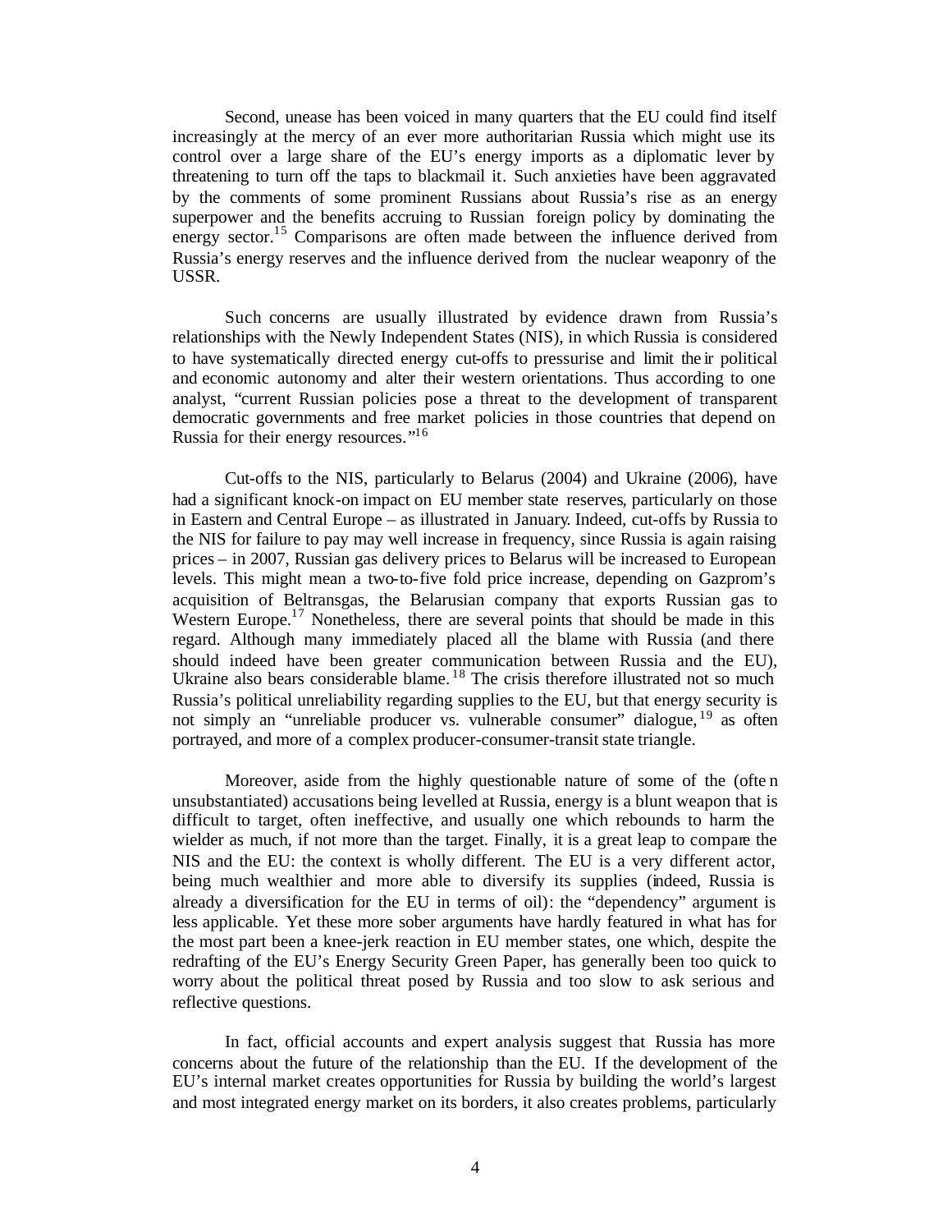Second, unease has been voiced in many quarters that the EU could find itself increasingly at the mercy of an ever more authoritarian Russia which might use its control over a large share of the EU's energy imports as a diplomatic lever by threatening to turn off the taps to blackmail it. Such anxieties have been aggravated by the comments of some prominent Russians about Russia's rise as an energy superpower and the benefits accruing to Russian foreign policy by dominating the energy sector.[15] Comparisons are often made between the influence derived from Russia's energy reserves and the influence derived from the nuclear weaponry of the USSR.

Such concerns are usually illustrated by evidence drawn from Russia's relationships with the Newly Independent States (NIS), in which Russia is considered to have systematically directed energy cut-offs to pressurise and limit their political and economic autonomy and alter their western orientations. Thus according to one analyst, "current Russian policies pose a threat to the development of transparent democratic governments and free market policies in those countries that depend on Russia for their energy resources."[16]

Cut-offs to the NIS, particularly to Belarus (2004) and Ukraine (2006), have had a significant knock-on impact on EU member state reserves, particularly on those in Eastern and Central Europe – as illustrated in January. Indeed, cut-offs by Russia to the NIS for failure to pay may well increase in frequency, since Russia is again raising prices – in 2007, Russian gas delivery prices to Belarus will be increased to European levels. This might mean a two-to-five fold price increase, depending on Gazprom's acquisition of Beltransgas, the Belarusian company that exports Russian gas to Western Europe.[17] Nonetheless, there are several points that should be made in this regard. Although many immediately placed all the blame with Russia (and there should indeed have been greater communication between Russia and the EU), Ukraine also bears considerable blame.[18] The crisis therefore illustrated not so much Russia's political unreliability regarding supplies to the EU, but that energy security is not simply an "unreliable producer vs. vulnerable consumer" dialogue,[19] as often portrayed, and more of a complex producer-consumer-transit state triangle.

Moreover, aside from the highly questionable nature of some of the (often unsubstantiated) accusations being levelled at Russia, energy is a blunt weapon that is difficult to target, often ineffective, and usually one which rebounds to harm the wielder as much, if not more than the target. Finally, it is a great leap to compare the NIS and the EU: the context is wholly different. The EU is a very different actor, being much wealthier and more able to diversify its supplies (indeed, Russia is already a diversification for the EU in terms of oil): the "dependency" argument is less applicable. Yet these more sober arguments have hardly featured in what has for the most part been a knee-jerk reaction in EU member states, one which, despite the redrafting of the EU's Energy Security Green Paper, has generally been too quick to worry about the political threat posed by Russia and too slow to ask serious and reflective questions.

In fact, official accounts and expert analysis suggest that Russia has more concerns about the future of the relationship than the EU. If the development of the EU's internal market creates opportunities for Russia by building the world's largest and most integrated energy market on its borders, it also creates problems, particularly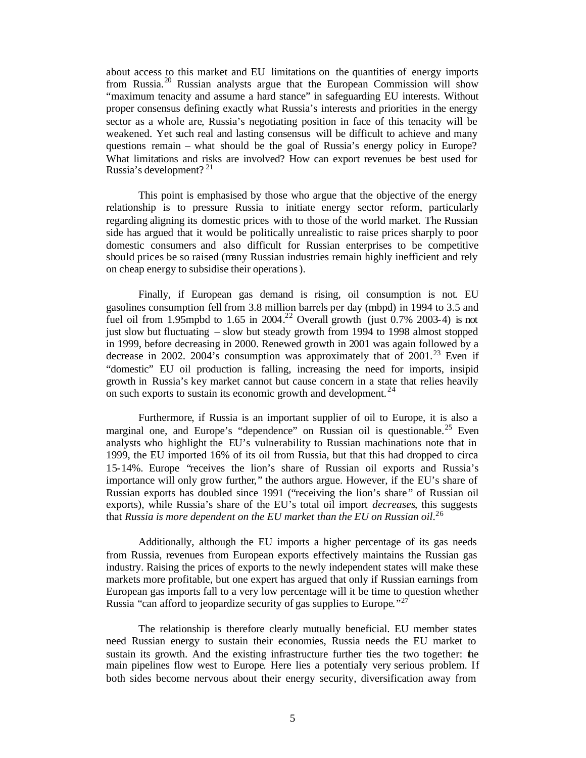about access to this market and EU limitations on the quantities of energy imports from Russia.[20] Russian analysts argue that the European Commission will show "maximum tenacity and assume a hard stance" in safeguarding EU interests. Without proper consensus defining exactly what Russia's interests and priorities in the energy sector as a whole are, Russia's negotiating position in face of this tenacity will be weakened. Yet such real and lasting consensus will be difficult to achieve and many questions remain – what should be the goal of Russia's energy policy in Europe? What limitations and risks are involved? How can export revenues be best used for Russia's development? [21]

This point is emphasised by those who argue that the objective of the energy relationship is to pressure Russia to initiate energy sector reform, particularly regarding aligning its domestic prices with to those of the world market. The Russian side has argued that it would be politically unrealistic to raise prices sharply to poor domestic consumers and also difficult for Russian enterprises to be competitive should prices be so raised (many Russian industries remain highly inefficient and rely on cheap energy to subsidise their operations).

Finally, if European gas demand is rising, oil consumption is not. EU gasolines consumption fell from 3.8 million barrels per day (mbpd) in 1994 to 3.5 and fuel oil from 1.95mpbd to 1.65 in 2004.[22] Overall growth (just 0.7% 2003-4) is not just slow but fluctuating – slow but steady growth from 1994 to 1998 almost stopped in 1999, before decreasing in 2000. Renewed growth in 2001 was again followed by a decrease in 2002. 2004's consumption was approximately that of 2001.[23] Even if "domestic" EU oil production is falling, increasing the need for imports, insipid growth in Russia's key market cannot but cause concern in a state that relies heavily on such exports to sustain its economic growth and development.[24]

Furthermore, if Russia is an important supplier of oil to Europe, it is also a marginal one, and Europe's "dependence" on Russian oil is questionable.[25] Even analysts who highlight the EU's vulnerability to Russian machinations note that in 1999, the EU imported 16% of its oil from Russia, but that this had dropped to circa 15-14%. Europe "receives the lion's share of Russian oil exports and Russia's importance will only grow further," the authors argue. However, if the EU's share of Russian exports has doubled since 1991 ("receiving the lion's share" of Russian oil exports), while Russia's share of the EU's total oil import *decreases*, this suggests that *Russia is more dependent on the EU market than the EU on Russian oil*.[26]

Additionally, although the EU imports a higher percentage of its gas needs from Russia, revenues from European exports effectively maintains the Russian gas industry. Raising the prices of exports to the newly independent states will make these markets more profitable, but one expert has argued that only if Russian earnings from European gas imports fall to a very low percentage will it be time to question whether Russia "can afford to jeopardize security of gas supplies to Europe."[27]

The relationship is therefore clearly mutually beneficial. EU member states need Russian energy to sustain their economies, Russia needs the EU market to sustain its growth. And the existing infrastructure further ties the two together: the main pipelines flow west to Europe. Here lies a potentially very serious problem. If both sides become nervous about their energy security, diversification away from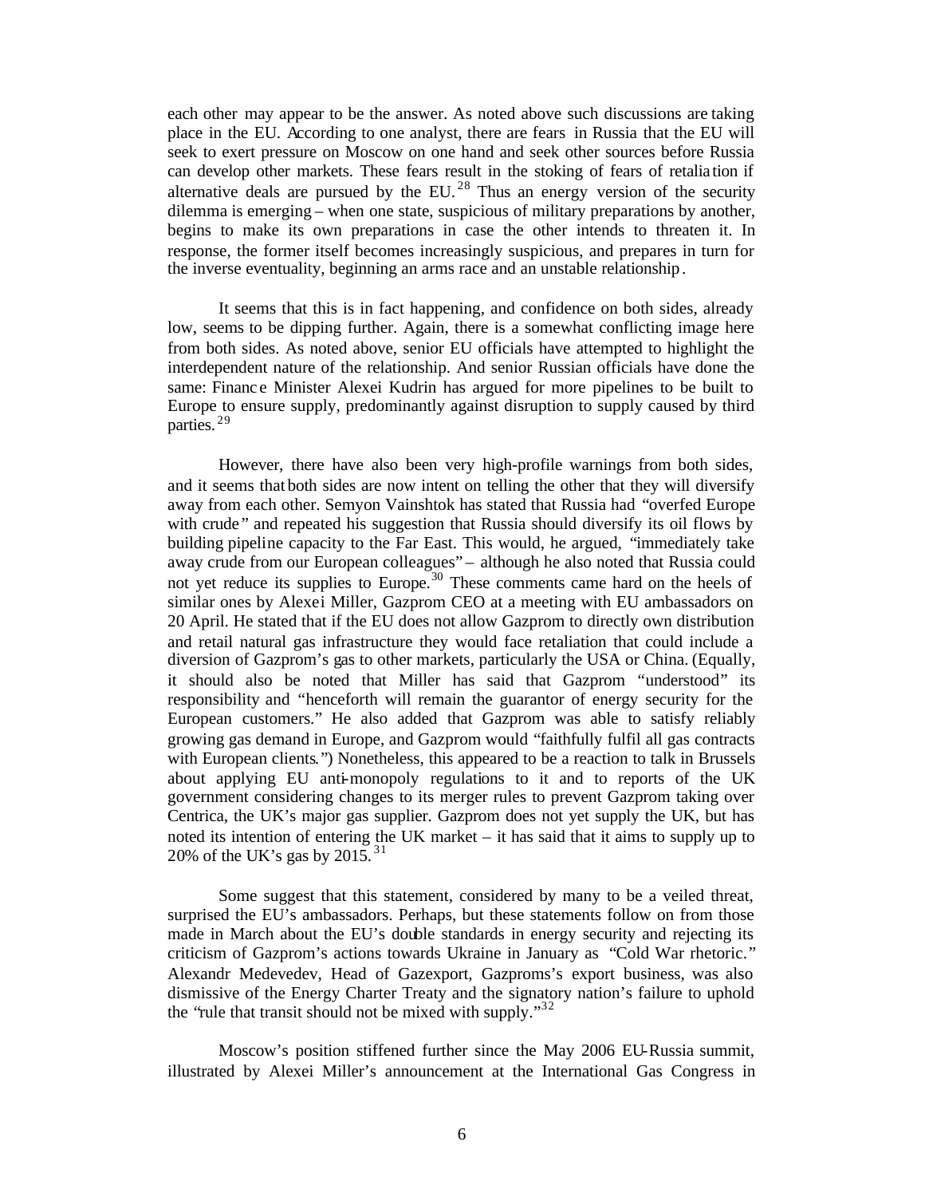each other may appear to be the answer. As noted above such discussions are taking place in the EU. According to one analyst, there are fears in Russia that the EU will seek to exert pressure on Moscow on one hand and seek other sources before Russia can develop other markets. These fears result in the stoking of fears of retaliation if alternative deals are pursued by the EU.[28] Thus an energy version of the security dilemma is emerging – when one state, suspicious of military preparations by another, begins to make its own preparations in case the other intends to threaten it. In response, the former itself becomes increasingly suspicious, and prepares in turn for the inverse eventuality, beginning an arms race and an unstable relationship.

It seems that this is in fact happening, and confidence on both sides, already low, seems to be dipping further. Again, there is a somewhat conflicting image here from both sides. As noted above, senior EU officials have attempted to highlight the interdependent nature of the relationship. And senior Russian officials have done the same: Finance Minister Alexei Kudrin has argued for more pipelines to be built to Europe to ensure supply, predominantly against disruption to supply caused by third parties.[29]

However, there have also been very high-profile warnings from both sides, and it seems that both sides are now intent on telling the other that they will diversify away from each other. Semyon Vainshtok has stated that Russia had "overfed Europe with crude" and repeated his suggestion that Russia should diversify its oil flows by building pipeline capacity to the Far East. This would, he argued, "immediately take away crude from our European colleagues" – although he also noted that Russia could not yet reduce its supplies to Europe.[30] These comments came hard on the heels of similar ones by Alexei Miller, Gazprom CEO at a meeting with EU ambassadors on 20 April. He stated that if the EU does not allow Gazprom to directly own distribution and retail natural gas infrastructure they would face retaliation that could include a diversion of Gazprom's gas to other markets, particularly the USA or China. (Equally, it should also be noted that Miller has said that Gazprom "understood" its responsibility and "henceforth will remain the guarantor of energy security for the European customers." He also added that Gazprom was able to satisfy reliably growing gas demand in Europe, and Gazprom would "faithfully fulfil all gas contracts with European clients.") Nonetheless, this appeared to be a reaction to talk in Brussels about applying EU anti-monopoly regulations to it and to reports of the UK government considering changes to its merger rules to prevent Gazprom taking over Centrica, the UK's major gas supplier. Gazprom does not yet supply the UK, but has noted its intention of entering the UK market – it has said that it aims to supply up to 20% of the UK's gas by 2015.[31]

Some suggest that this statement, considered by many to be a veiled threat, surprised the EU's ambassadors. Perhaps, but these statements follow on from those made in March about the EU's double standards in energy security and rejecting its criticism of Gazprom's actions towards Ukraine in January as "Cold War rhetoric." Alexandr Medevedev, Head of Gazexport, Gazproms's export business, was also dismissive of the Energy Charter Treaty and the signatory nation's failure to uphold the "rule that transit should not be mixed with supply."[32]

Moscow's position stiffened further since the May 2006 EU-Russia summit, illustrated by Alexei Miller's announcement at the International Gas Congress in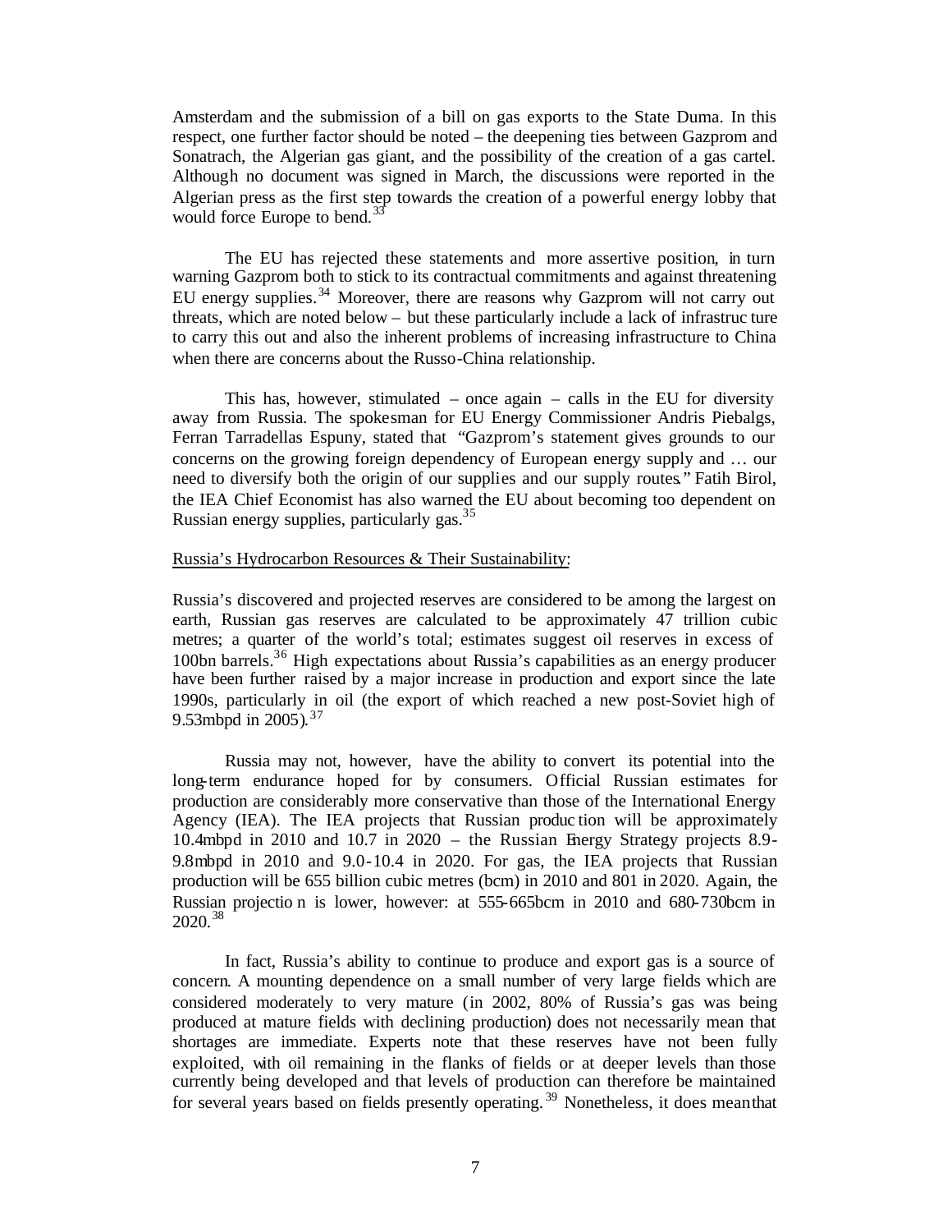Amsterdam and the submission of a bill on gas exports to the State Duma. In this respect, one further factor should be noted – the deepening ties between Gazprom and Sonatrach, the Algerian gas giant, and the possibility of the creation of a gas cartel. Although no document was signed in March, the discussions were reported in the Algerian press as the first step towards the creation of a powerful energy lobby that would force Europe to bend.[33]

The EU has rejected these statements and more assertive position, in turn warning Gazprom both to stick to its contractual commitments and against threatening EU energy supplies.[34] Moreover, there are reasons why Gazprom will not carry out threats, which are noted below – but these particularly include a lack of infrastructure to carry this out and also the inherent problems of increasing infrastructure to China when there are concerns about the Russo-China relationship.

This has, however, stimulated – once again – calls in the EU for diversity away from Russia. The spokesman for EU Energy Commissioner Andris Piebalgs, Ferran Tarradellas Espuny, stated that "Gazprom's statement gives grounds to our concerns on the growing foreign dependency of European energy supply and … our need to diversify both the origin of our supplies and our supply routes." Fatih Birol, the IEA Chief Economist has also warned the EU about becoming too dependent on Russian energy supplies, particularly gas.[35]

Russia's Hydrocarbon Resources & Their Sustainability:

Russia's discovered and projected reserves are considered to be among the largest on earth, Russian gas reserves are calculated to be approximately 47 trillion cubic metres; a quarter of the world's total; estimates suggest oil reserves in excess of 100bn barrels.[36] High expectations about Russia's capabilities as an energy producer have been further raised by a major increase in production and export since the late 1990s, particularly in oil (the export of which reached a new post-Soviet high of 9.53mbpd in 2005).[37]

Russia may not, however, have the ability to convert its potential into the long-term endurance hoped for by consumers. Official Russian estimates for production are considerably more conservative than those of the International Energy Agency (IEA). The IEA projects that Russian production will be approximately 10.4mbpd in 2010 and 10.7 in 2020 – the Russian Energy Strategy projects 8.9-9.8mbpd in 2010 and 9.0-10.4 in 2020. For gas, the IEA projects that Russian production will be 655 billion cubic metres (bcm) in 2010 and 801 in 2020. Again, the Russian projection is lower, however: at 555-665bcm in 2010 and 680-730bcm in 2020.[38]

In fact, Russia's ability to continue to produce and export gas is a source of concern. A mounting dependence on a small number of very large fields which are considered moderately to very mature (in 2002, 80% of Russia's gas was being produced at mature fields with declining production) does not necessarily mean that shortages are immediate. Experts note that these reserves have not been fully exploited, with oil remaining in the flanks of fields or at deeper levels than those currently being developed and that levels of production can therefore be maintained for several years based on fields presently operating.[39] Nonetheless, it does mean that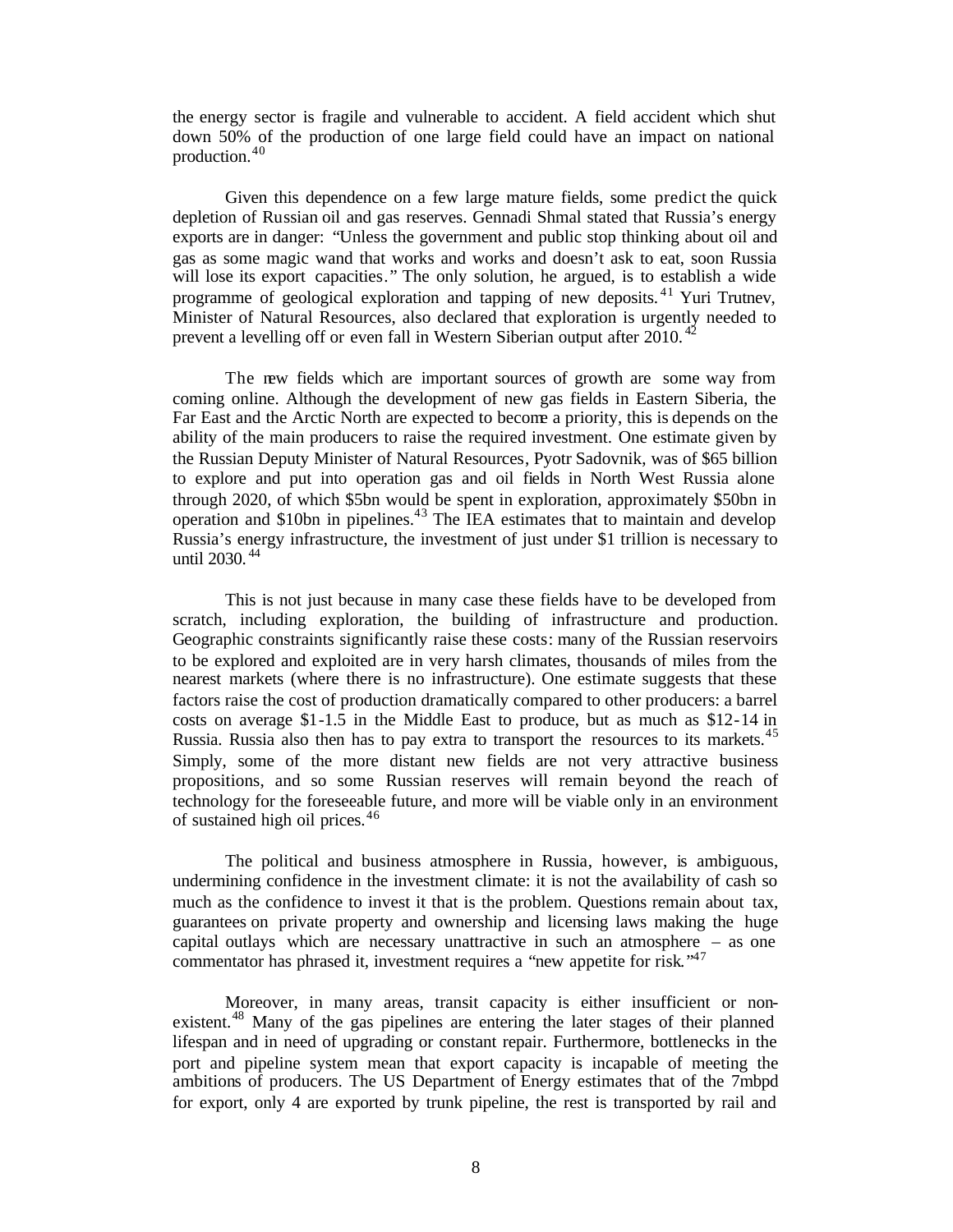the energy sector is fragile and vulnerable to accident. A field accident which shut down 50% of the production of one large field could have an impact on national production.[40]

Given this dependence on a few large mature fields, some predict the quick depletion of Russian oil and gas reserves. Gennadi Shmal stated that Russia's energy exports are in danger: "Unless the government and public stop thinking about oil and gas as some magic wand that works and works and doesn't ask to eat, soon Russia will lose its export capacities." The only solution, he argued, is to establish a wide programme of geological exploration and tapping of new deposits.[41] Yuri Trutnev, Minister of Natural Resources, also declared that exploration is urgently needed to prevent a levelling off or even fall in Western Siberian output after 2010.[42]

The new fields which are important sources of growth are some way from coming online. Although the development of new gas fields in Eastern Siberia, the Far East and the Arctic North are expected to become a priority, this is depends on the ability of the main producers to raise the required investment. One estimate given by the Russian Deputy Minister of Natural Resources, Pyotr Sadovnik, was of $65 billion to explore and put into operation gas and oil fields in North West Russia alone through 2020, of which $5bn would be spent in exploration, approximately $50bn in operation and $10bn in pipelines.[43] The IEA estimates that to maintain and develop Russia's energy infrastructure, the investment of just under $1 trillion is necessary to until 2030.[44]

This is not just because in many case these fields have to be developed from scratch, including exploration, the building of infrastructure and production. Geographic constraints significantly raise these costs: many of the Russian reservoirs to be explored and exploited are in very harsh climates, thousands of miles from the nearest markets (where there is no infrastructure). One estimate suggests that these factors raise the cost of production dramatically compared to other producers: a barrel costs on average $1-1.5 in the Middle East to produce, but as much as $12-14 in Russia. Russia also then has to pay extra to transport the resources to its markets.[45] Simply, some of the more distant new fields are not very attractive business propositions, and so some Russian reserves will remain beyond the reach of technology for the foreseeable future, and more will be viable only in an environment of sustained high oil prices.[46]

The political and business atmosphere in Russia, however, is ambiguous, undermining confidence in the investment climate: it is not the availability of cash so much as the confidence to invest it that is the problem. Questions remain about tax, guarantees on private property and ownership and licensing laws making the huge capital outlays which are necessary unattractive in such an atmosphere – as one commentator has phrased it, investment requires a "new appetite for risk."[47]

Moreover, in many areas, transit capacity is either insufficient or non-existent.[48] Many of the gas pipelines are entering the later stages of their planned lifespan and in need of upgrading or constant repair. Furthermore, bottlenecks in the port and pipeline system mean that export capacity is incapable of meeting the ambitions of producers. The US Department of Energy estimates that of the 7mbpd for export, only 4 are exported by trunk pipeline, the rest is transported by rail and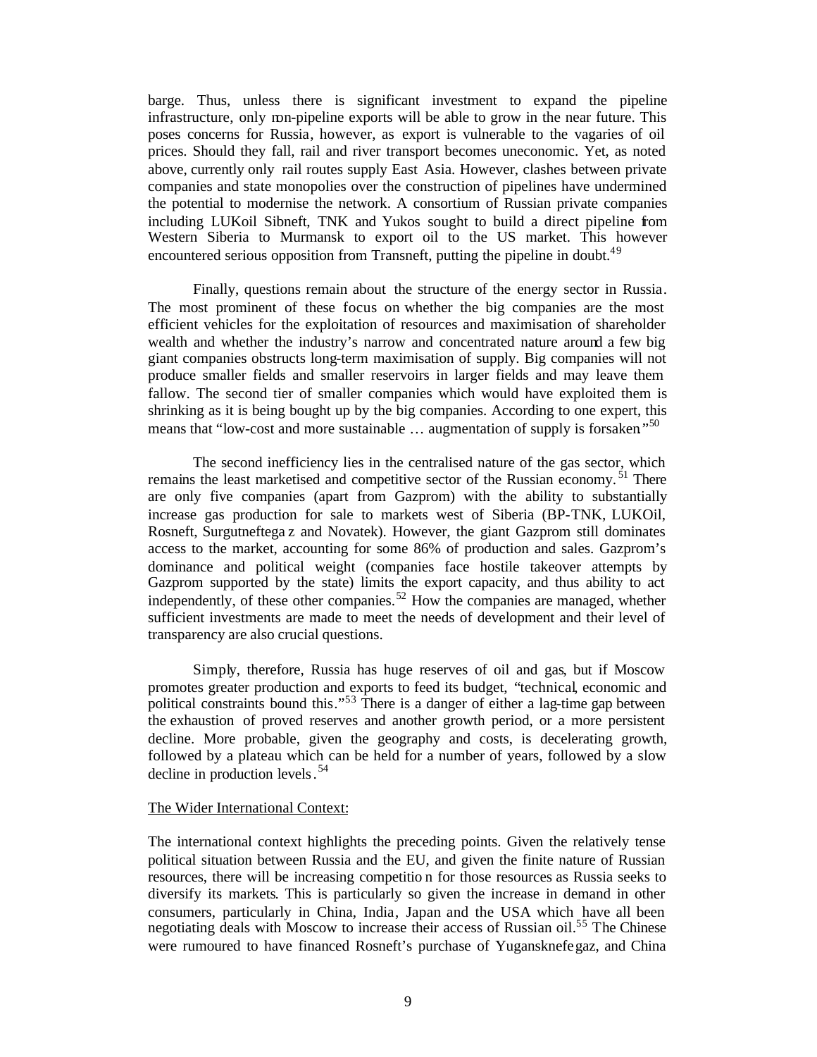barge. Thus, unless there is significant investment to expand the pipeline infrastructure, only non-pipeline exports will be able to grow in the near future. This poses concerns for Russia, however, as export is vulnerable to the vagaries of oil prices. Should they fall, rail and river transport becomes uneconomic. Yet, as noted above, currently only rail routes supply East Asia. However, clashes between private companies and state monopolies over the construction of pipelines have undermined the potential to modernise the network. A consortium of Russian private companies including LUKoil Sibneft, TNK and Yukos sought to build a direct pipeline from Western Siberia to Murmansk to export oil to the US market. This however encountered serious opposition from Transneft, putting the pipeline in doubt.[49]

Finally, questions remain about the structure of the energy sector in Russia. The most prominent of these focus on whether the big companies are the most efficient vehicles for the exploitation of resources and maximisation of shareholder wealth and whether the industry's narrow and concentrated nature around a few big giant companies obstructs long-term maximisation of supply. Big companies will not produce smaller fields and smaller reservoirs in larger fields and may leave them fallow. The second tier of smaller companies which would have exploited them is shrinking as it is being bought up by the big companies. According to one expert, this means that "low-cost and more sustainable … augmentation of supply is forsaken"[50]

The second inefficiency lies in the centralised nature of the gas sector, which remains the least marketised and competitive sector of the Russian economy.[51] There are only five companies (apart from Gazprom) with the ability to substantially increase gas production for sale to markets west of Siberia (BP-TNK, LUKOil, Rosneft, Surgutneftegaz and Novatek). However, the giant Gazprom still dominates access to the market, accounting for some 86% of production and sales. Gazprom's dominance and political weight (companies face hostile takeover attempts by Gazprom supported by the state) limits the export capacity, and thus ability to act independently, of these other companies.[52] How the companies are managed, whether sufficient investments are made to meet the needs of development and their level of transparency are also crucial questions.

Simply, therefore, Russia has huge reserves of oil and gas, but if Moscow promotes greater production and exports to feed its budget, "technical, economic and political constraints bound this."[53] There is a danger of either a lag-time gap between the exhaustion of proved reserves and another growth period, or a more persistent decline. More probable, given the geography and costs, is decelerating growth, followed by a plateau which can be held for a number of years, followed by a slow decline in production levels.[54]

The Wider International Context:

The international context highlights the preceding points. Given the relatively tense political situation between Russia and the EU, and given the finite nature of Russian resources, there will be increasing competition for those resources as Russia seeks to diversify its markets. This is particularly so given the increase in demand in other consumers, particularly in China, India, Japan and the USA which have all been negotiating deals with Moscow to increase their access of Russian oil.[55] The Chinese were rumoured to have financed Rosneft's purchase of Yuganskneftegaz, and China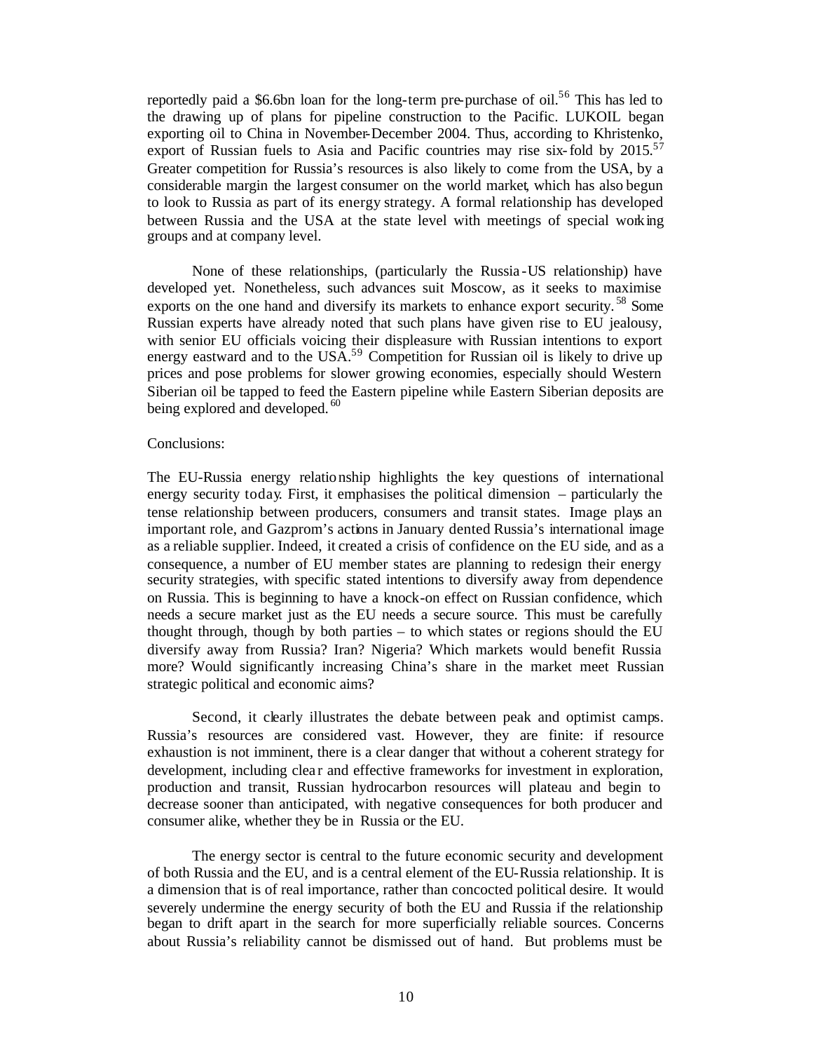reportedly paid a \$6.6bn loan for the long-term pre-purchase of oil.[56] This has led to the drawing up of plans for pipeline construction to the Pacific. LUKOIL began exporting oil to China in November-December 2004. Thus, according to Khristenko, export of Russian fuels to Asia and Pacific countries may rise six-fold by 2015.[57] Greater competition for Russia's resources is also likely to come from the USA, by a considerable margin the largest consumer on the world market, which has also begun to look to Russia as part of its energy strategy. A formal relationship has developed between Russia and the USA at the state level with meetings of special working groups and at company level.

None of these relationships, (particularly the Russia-US relationship) have developed yet. Nonetheless, such advances suit Moscow, as it seeks to maximise exports on the one hand and diversify its markets to enhance export security.[58] Some Russian experts have already noted that such plans have given rise to EU jealousy, with senior EU officials voicing their displeasure with Russian intentions to export energy eastward and to the USA.[59] Competition for Russian oil is likely to drive up prices and pose problems for slower growing economies, especially should Western Siberian oil be tapped to feed the Eastern pipeline while Eastern Siberian deposits are being explored and developed.[60]

Conclusions:

The EU-Russia energy relationship highlights the key questions of international energy security today. First, it emphasises the political dimension – particularly the tense relationship between producers, consumers and transit states. Image plays an important role, and Gazprom's actions in January dented Russia's international image as a reliable supplier. Indeed, it created a crisis of confidence on the EU side, and as a consequence, a number of EU member states are planning to redesign their energy security strategies, with specific stated intentions to diversify away from dependence on Russia. This is beginning to have a knock-on effect on Russian confidence, which needs a secure market just as the EU needs a secure source. This must be carefully thought through, though by both parties – to which states or regions should the EU diversify away from Russia? Iran? Nigeria? Which markets would benefit Russia more? Would significantly increasing China's share in the market meet Russian strategic political and economic aims?

Second, it clearly illustrates the debate between peak and optimist camps. Russia's resources are considered vast. However, they are finite: if resource exhaustion is not imminent, there is a clear danger that without a coherent strategy for development, including clear and effective frameworks for investment in exploration, production and transit, Russian hydrocarbon resources will plateau and begin to decrease sooner than anticipated, with negative consequences for both producer and consumer alike, whether they be in Russia or the EU.

The energy sector is central to the future economic security and development of both Russia and the EU, and is a central element of the EU-Russia relationship. It is a dimension that is of real importance, rather than concocted political desire. It would severely undermine the energy security of both the EU and Russia if the relationship began to drift apart in the search for more superficially reliable sources. Concerns about Russia's reliability cannot be dismissed out of hand. But problems must be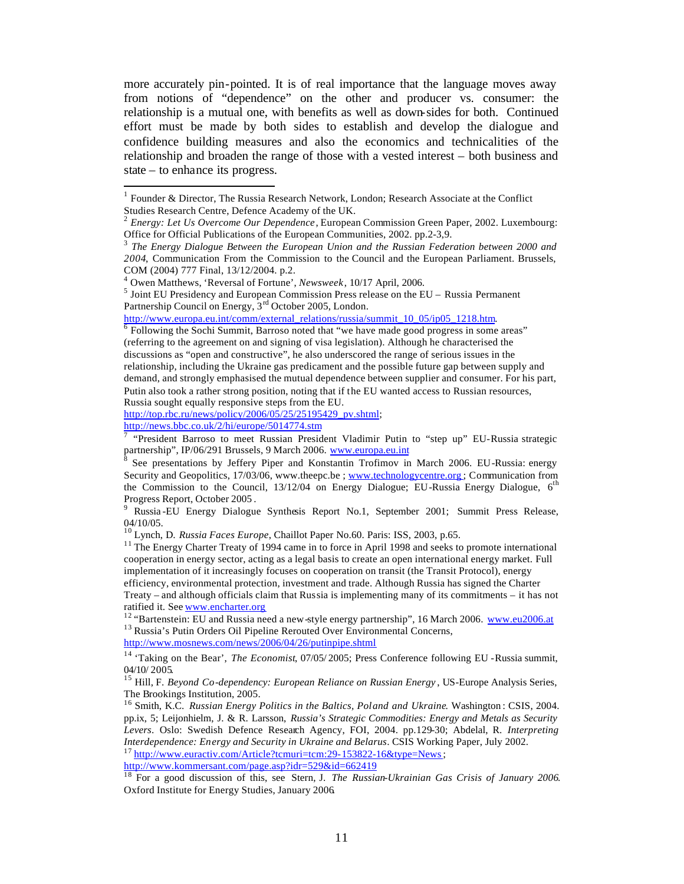more accurately pin-pointed. It is of real importance that the language moves away from notions of "dependence" on the other and producer vs. consumer: the relationship is a mutual one, with benefits as well as down-sides for both. Continued effort must be made by both sides to establish and develop the dialogue and confidence building measures and also the economics and technicalities of the relationship and broaden the range of those with a vested interest – both business and state – to enhance its progress.

---

[1] Founder & Director, The Russia Research Network, London; Research Associate at the Conflict Studies Research Centre, Defence Academy of the UK.

[2] *Energy: Let Us Overcome Our Dependence*, European Commission Green Paper, 2002. Luxembourg: Office for Official Publications of the European Communities, 2002. pp.2-3,9.

[3] *The Energy Dialogue Between the European Union and the Russian Federation between 2000 and 2004*, Communication From the Commission to the Council and the European Parliament. Brussels, COM (2004) 777 Final, 13/12/2004. p.2.

[4] Owen Matthews, 'Reversal of Fortune', *Newsweek*, 10/17 April, 2006.

[5] Joint EU Presidency and European Commission Press release on the EU – Russia Permanent Partnership Council on Energy, 3rd October 2005, London. http://www.europa.eu.int/comm/external_relations/russia/summit_10_05/ip05_1218.htm.

[6] Following the Sochi Summit, Barroso noted that "we have made good progress in some areas" (referring to the agreement on and signing of visa legislation). Although he characterised the discussions as "open and constructive", he also underscored the range of serious issues in the relationship, including the Ukraine gas predicament and the possible future gap between supply and demand, and strongly emphasised the mutual dependence between supplier and consumer. For his part, Putin also took a rather strong position, noting that if the EU wanted access to Russian resources, Russia sought equally responsive steps from the EU.
http://top.rbc.ru/news/policy/2006/05/25/25195429_pv.shtml;
http://news.bbc.co.uk/2/hi/europe/5014774.stm

[7] "President Barroso to meet Russian President Vladimir Putin to "step up" EU-Russia strategic partnership", IP/06/291 Brussels, 9 March 2006. www.europa.eu.int

[8] See presentations by Jeffery Piper and Konstantin Trofimov in March 2006. EU-Russia: energy Security and Geopolitics, 17/03/06, www.theepc.be ; www.technologycentre.org ; Communication from the Commission to the Council, 13/12/04 on Energy Dialogue; EU-Russia Energy Dialogue, 6th Progress Report, October 2005 .

[9] Russia-EU Energy Dialogue Synthesis Report No.1, September 2001; Summit Press Release, 04/10/05.

[10] Lynch, D. *Russia Faces Europe*, Chaillot Paper No.60. Paris: ISS, 2003, p.65.

[11] The Energy Charter Treaty of 1994 came in to force in April 1998 and seeks to promote international cooperation in energy sector, acting as a legal basis to create an open international energy market. Full implementation of it increasingly focuses on cooperation on transit (the Transit Protocol), energy efficiency, environmental protection, investment and trade. Although Russia has signed the Charter Treaty – and although officials claim that Russia is implementing many of its commitments – it has not ratified it. See www.encharter.org

[12] "Bartenstein: EU and Russia need a new-style energy partnership", 16 March 2006. www.eu2006.at

[13] Russia's Putin Orders Oil Pipeline Rerouted Over Environmental Concerns, http://www.mosnews.com/news/2006/04/26/putinpipe.shtml

[14] 'Taking on the Bear', *The Economist*, 07/05/2005; Press Conference following EU-Russia summit, 04/10/2005.

[15] Hill, F. *Beyond Co-dependency: European Reliance on Russian Energy*, US-Europe Analysis Series, The Brookings Institution, 2005.

[16] Smith, K.C. *Russian Energy Politics in the Baltics, Poland and Ukraine*. Washington: CSIS, 2004. pp.ix, 5; Leijonhielm, J. & R. Larsson, *Russia's Strategic Commodities: Energy and Metals as Security Levers*. Oslo: Swedish Defence Research Agency, FOI, 2004. pp.129-30; Abdelal, R. *Interpreting Interdependence: Energy and Security in Ukraine and Belarus*. CSIS Working Paper, July 2002.

[17] http://www.euractiv.com/Article?tcmuri=tcm:29-153822-16&type=News ;
http://www.kommersant.com/page.asp?idr=529&id=662419

[18] For a good discussion of this, see Stern, J. *The Russian-Ukrainian Gas Crisis of January 2006*. Oxford Institute for Energy Studies, January 2006.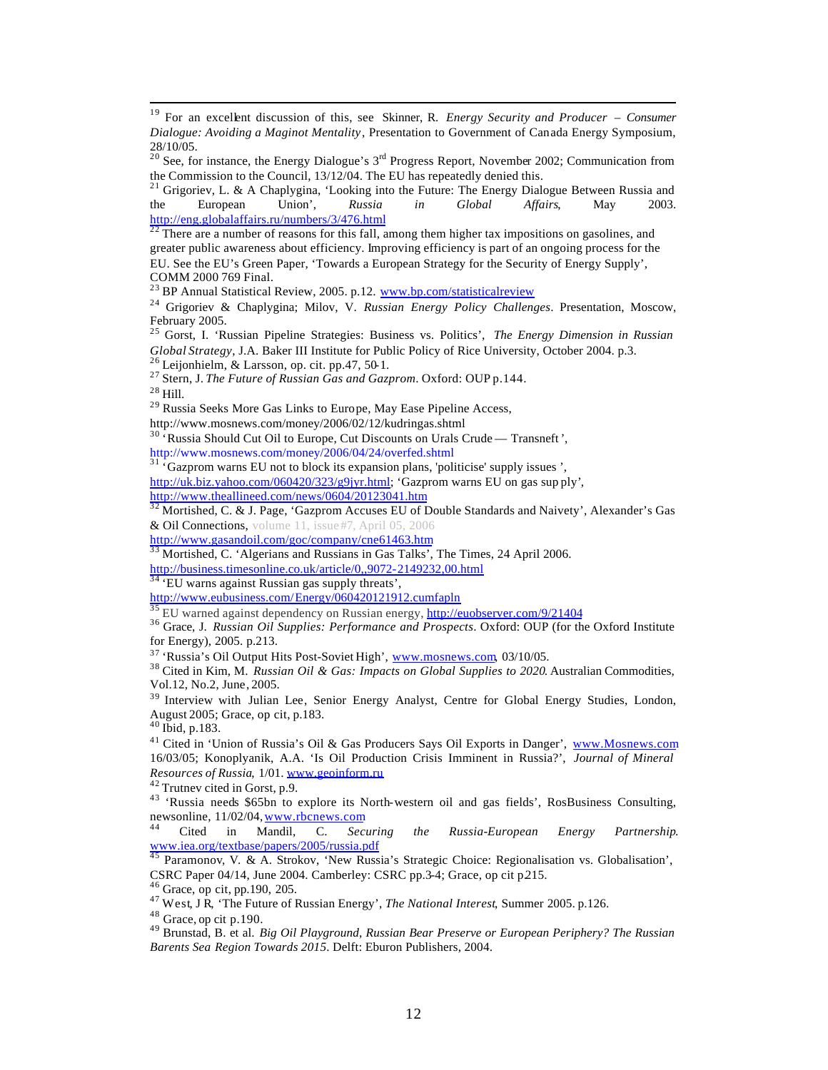[19] For an excellent discussion of this, see Skinner, R. *Energy Security and Producer – Consumer Dialogue: Avoiding a Maginot Mentality*, Presentation to Government of Canada Energy Symposium, 28/10/05.

[20] See, for instance, the Energy Dialogue's 3rd Progress Report, November 2002; Communication from the Commission to the Council, 13/12/04. The EU has repeatedly denied this.

[21] Grigoriev, L. & A Chaplygina, 'Looking into the Future: The Energy Dialogue Between Russia and the European Union', *Russia in Global Affairs*, May 2003. http://eng.globalaffairs.ru/numbers/3/476.html

[22] There are a number of reasons for this fall, among them higher tax impositions on gasolines, and greater public awareness about efficiency. Improving efficiency is part of an ongoing process for the EU. See the EU's Green Paper, 'Towards a European Strategy for the Security of Energy Supply', COMM 2000 769 Final.

[23] BP Annual Statistical Review, 2005. p.12. www.bp.com/statisticalreview

[24] Grigoriev & Chaplygina; Milov, V. *Russian Energy Policy Challenges*. Presentation, Moscow, February 2005.

[25] Gorst, I. 'Russian Pipeline Strategies: Business vs. Politics', *The Energy Dimension in Russian Global Strategy*, J.A. Baker III Institute for Public Policy of Rice University, October 2004. p.3.

[26] Leijonhielm, & Larsson, op. cit. pp.47, 50-1.

[27] Stern, J. *The Future of Russian Gas and Gazprom*. Oxford: OUP p.144.

[28] Hill.

[29] Russia Seeks More Gas Links to Europe, May Ease Pipeline Access, http://www.mosnews.com/money/2006/02/12/kudringas.shtml

[30] 'Russia Should Cut Oil to Europe, Cut Discounts on Urals Crude — Transneft', http://www.mosnews.com/money/2006/04/24/overfed.shtml

[31] 'Gazprom warns EU not to block its expansion plans, 'politicise' supply issues', http://uk.biz.yahoo.com/060420/323/g9jyr.html; 'Gazprom warns EU on gas supply', http://www.theallineed.com/news/0604/20123041.htm

[32] Mortished, C. & J. Page, 'Gazprom Accuses EU of Double Standards and Naivety', Alexander's Gas & Oil Connections, volume 11, issue #7, April 05, 2006 http://www.gasandoil.com/goc/company/cne61463.htm

[33] Mortished, C. 'Algerians and Russians in Gas Talks', The Times, 24 April 2006. http://business.timesonline.co.uk/article/0,,9072-2149232,00.html

[34] 'EU warns against Russian gas supply threats', http://www.eubusiness.com/Energy/060420121912.cumfapln

[35] EU warned against dependency on Russian energy, http://euobserver.com/9/21404

[36] Grace, J. *Russian Oil Supplies: Performance and Prospects*. Oxford: OUP (for the Oxford Institute for Energy), 2005. p.213.

[37] 'Russia's Oil Output Hits Post-Soviet High', www.mosnews.com, 03/10/05.

[38] Cited in Kim, M. *Russian Oil & Gas: Impacts on Global Supplies to 2020*. Australian Commodities, Vol.12, No.2, June, 2005.

[39] Interview with Julian Lee, Senior Energy Analyst, Centre for Global Energy Studies, London, August 2005; Grace, op cit, p.183.

[40] Ibid, p.183.

[41] Cited in 'Union of Russia's Oil & Gas Producers Says Oil Exports in Danger', www.Mosnews.com 16/03/05; Konoplyanik, A.A. 'Is Oil Production Crisis Imminent in Russia?', *Journal of Mineral Resources of Russia*, 1/01. www.geoinform.ru

[42] Trutnev cited in Gorst, p.9.

[43] 'Russia needs $65bn to explore its North-western oil and gas fields', RosBusiness Consulting, newsonline, 11/02/04, www.rbcnews.com

[44] Cited in Mandil, C. *Securing the Russia-European Energy Partnership*. www.iea.org/textbase/papers/2005/russia.pdf

[45] Paramonov, V. & A. Strokov, 'New Russia's Strategic Choice: Regionalisation vs. Globalisation', CSRC Paper 04/14, June 2004. Camberley: CSRC pp.3-4; Grace, op cit p.215.

[46] Grace, op cit, pp.190, 205.

[47] West, J R, 'The Future of Russian Energy', *The National Interest*, Summer 2005. p.126.

[48] Grace, op cit p.190.

[49] Brunstad, B. et al. *Big Oil Playground, Russian Bear Preserve or European Periphery? The Russian Barents Sea Region Towards 2015*. Delft: Eburon Publishers, 2004.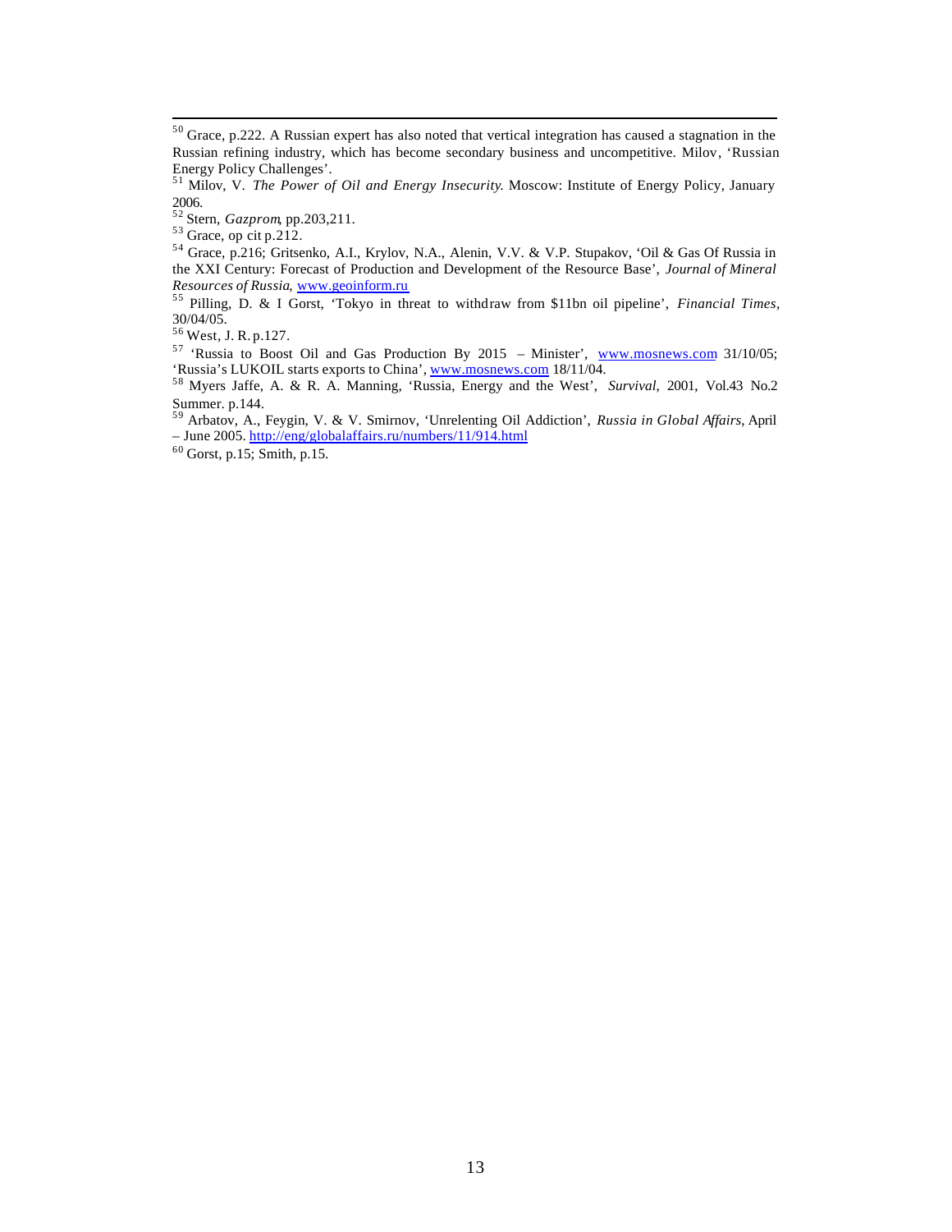[50] Grace, p.222. A Russian expert has also noted that vertical integration has caused a stagnation in the Russian refining industry, which has become secondary business and uncompetitive. Milov, 'Russian Energy Policy Challenges'.

[51] Milov, V. *The Power of Oil and Energy Insecurity.* Moscow: Institute of Energy Policy, January 2006.

[52] Stern, *Gazprom*, pp.203,211.

[53] Grace, op cit p.212.

[54] Grace, p.216; Gritsenko, A.I., Krylov, N.A., Alenin, V.V. & V.P. Stupakov, 'Oil & Gas Of Russia in the XXI Century: Forecast of Production and Development of the Resource Base', *Journal of Mineral Resources of Russia*, www.geoinform.ru

[55] Pilling, D. & I Gorst, 'Tokyo in threat to withdraw from $11bn oil pipeline', *Financial Times*, 30/04/05.

[56] West, J. R. p.127.

[57] 'Russia to Boost Oil and Gas Production By 2015 – Minister', www.mosnews.com 31/10/05; 'Russia's LUKOIL starts exports to China', www.mosnews.com 18/11/04.

[58] Myers Jaffe, A. & R. A. Manning, 'Russia, Energy and the West', *Survival*, 2001, Vol.43 No.2 Summer. p.144.

[59] Arbatov, A., Feygin, V. & V. Smirnov, 'Unrelenting Oil Addiction', *Russia in Global Affairs*, April – June 2005. http://eng/globalaffairs.ru/numbers/11/914.html

[60] Gorst, p.15; Smith, p.15.